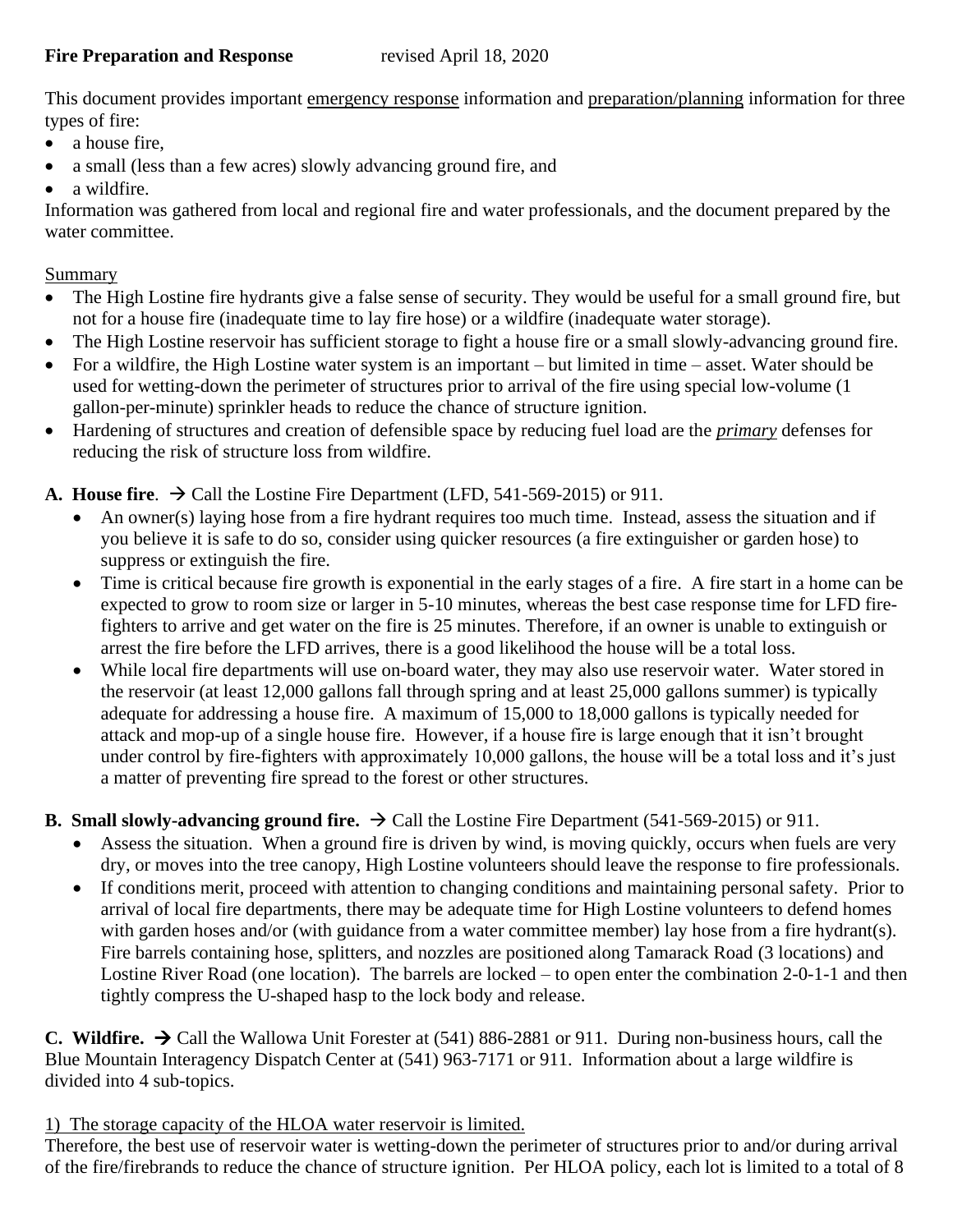**Fire Preparation and Response** revised April 18, 2020

This document provides important <u>emergency response</u> information and <u>preparation/planning</u> information for three types of fire:

- a house fire,
- a small (less than a few acres) slowly advancing ground fire, and
- a wildfire.

Information was gathered from local and regional fire and water professionals, and the document prepared by the water committee.

<u>Summary</u>

- The High Lostine fire hydrants give a false sense of security. They would be useful for a small ground fire, but not for a house fire (inadequate time to lay fire hose) or a wildfire (inadequate water storage).
- The High Lostine reservoir has sufficient storage to fight a house fire or a small slowly-advancing ground fire.
- For a wildfire, the High Lostine water system is an important – but limited in time – asset. Water should be used for wetting-down the perimeter of structures prior to arrival of the fire using special low-volume (1 gallon-per-minute) sprinkler heads to reduce the chance of structure ignition.
- Hardening of structures and creation of defensible space by reducing fuel load are the ***primary*** defenses for reducing the risk of structure loss from wildfire.

**A. House fire**. → Call the Lostine Fire Department (LFD, 541-569-2015) or 911.

- An owner(s) laying hose from a fire hydrant requires too much time. Instead, assess the situation and if you believe it is safe to do so, consider using quicker resources (a fire extinguisher or garden hose) to suppress or extinguish the fire.
- Time is critical because fire growth is exponential in the early stages of a fire. A fire start in a home can be expected to grow to room size or larger in 5-10 minutes, whereas the best case response time for LFD fire-fighters to arrive and get water on the fire is 25 minutes. Therefore, if an owner is unable to extinguish or arrest the fire before the LFD arrives, there is a good likelihood the house will be a total loss.
- While local fire departments will use on-board water, they may also use reservoir water. Water stored in the reservoir (at least 12,000 gallons fall through spring and at least 25,000 gallons summer) is typically adequate for addressing a house fire. A maximum of 15,000 to 18,000 gallons is typically needed for attack and mop-up of a single house fire. However, if a house fire is large enough that it isn't brought under control by fire-fighters with approximately 10,000 gallons, the house will be a total loss and it's just a matter of preventing fire spread to the forest or other structures.

**B. Small slowly-advancing ground fire.** → Call the Lostine Fire Department (541-569-2015) or 911.

- Assess the situation. When a ground fire is driven by wind, is moving quickly, occurs when fuels are very dry, or moves into the tree canopy, High Lostine volunteers should leave the response to fire professionals.
- If conditions merit, proceed with attention to changing conditions and maintaining personal safety. Prior to arrival of local fire departments, there may be adequate time for High Lostine volunteers to defend homes with garden hoses and/or (with guidance from a water committee member) lay hose from a fire hydrant(s). Fire barrels containing hose, splitters, and nozzles are positioned along Tamarack Road (3 locations) and Lostine River Road (one location). The barrels are locked – to open enter the combination 2-0-1-1 and then tightly compress the U-shaped hasp to the lock body and release.

**C. Wildfire.** → Call the Wallowa Unit Forester at (541) 886-2881 or 911. During non-business hours, call the Blue Mountain Interagency Dispatch Center at (541) 963-7171 or 911. Information about a large wildfire is divided into 4 sub-topics.

<u>1) The storage capacity of the HLOA water reservoir is limited.</u>

Therefore, the best use of reservoir water is wetting-down the perimeter of structures prior to and/or during arrival of the fire/firebrands to reduce the chance of structure ignition. Per HLOA policy, each lot is limited to a total of 8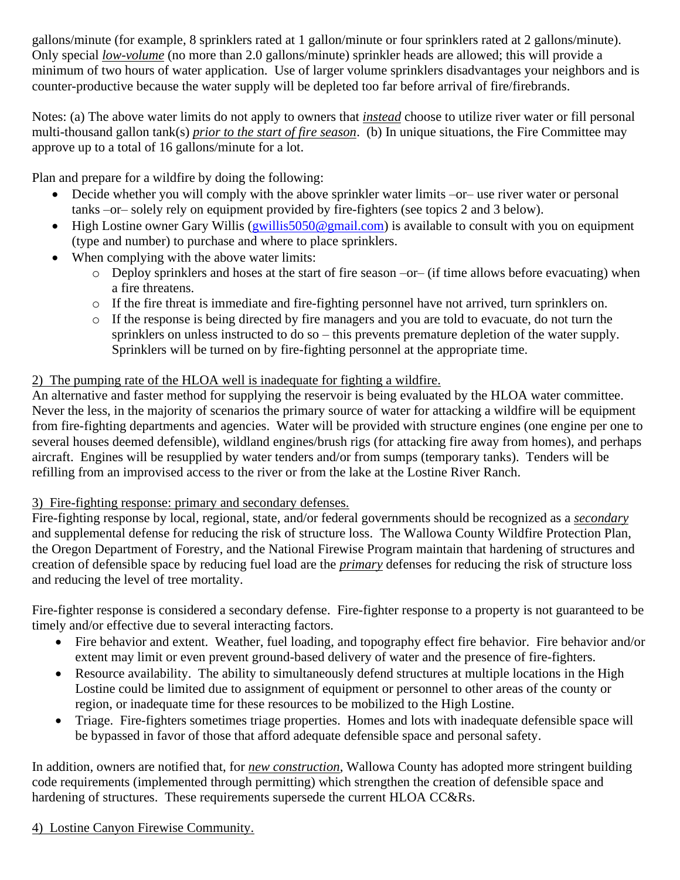gallons/minute (for example, 8 sprinklers rated at 1 gallon/minute or four sprinklers rated at 2 gallons/minute). Only special ***low-volume*** (no more than 2.0 gallons/minute) sprinkler heads are allowed; this will provide a minimum of two hours of water application. Use of larger volume sprinklers disadvantages your neighbors and is counter-productive because the water supply will be depleted too far before arrival of fire/firebrands.

Notes: (a) The above water limits do not apply to owners that *instead* choose to utilize river water or fill personal multi-thousand gallon tank(s) *prior to the start of fire season*. (b) In unique situations, the Fire Committee may approve up to a total of 16 gallons/minute for a lot.

Plan and prepare for a wildfire by doing the following:

- Decide whether you will comply with the above sprinkler water limits –or– use river water or personal tanks –or– solely rely on equipment provided by fire-fighters (see topics 2 and 3 below).
- High Lostine owner Gary Willis (gwillis5050@gmail.com) is available to consult with you on equipment (type and number) to purchase and where to place sprinklers.
- When complying with the above water limits:
  - Deploy sprinklers and hoses at the start of fire season –or– (if time allows before evacuating) when a fire threatens.
  - If the fire threat is immediate and fire-fighting personnel have not arrived, turn sprinklers on.
  - If the response is being directed by fire managers and you are told to evacuate, do not turn the sprinklers on unless instructed to do so – this prevents premature depletion of the water supply. Sprinklers will be turned on by fire-fighting personnel at the appropriate time.

2) The pumping rate of the HLOA well is inadequate for fighting a wildfire.

An alternative and faster method for supplying the reservoir is being evaluated by the HLOA water committee. Never the less, in the majority of scenarios the primary source of water for attacking a wildfire will be equipment from fire-fighting departments and agencies. Water will be provided with structure engines (one engine per one to several houses deemed defensible), wildland engines/brush rigs (for attacking fire away from homes), and perhaps aircraft. Engines will be resupplied by water tenders and/or from sumps (temporary tanks). Tenders will be refilling from an improvised access to the river or from the lake at the Lostine River Ranch.

3) Fire-fighting response: primary and secondary defenses.

Fire-fighting response by local, regional, state, and/or federal governments should be recognized as a ***secondary*** and supplemental defense for reducing the risk of structure loss. The Wallowa County Wildfire Protection Plan, the Oregon Department of Forestry, and the National Firewise Program maintain that hardening of structures and creation of defensible space by reducing fuel load are the ***primary*** defenses for reducing the risk of structure loss and reducing the level of tree mortality.

Fire-fighter response is considered a secondary defense. Fire-fighter response to a property is not guaranteed to be timely and/or effective due to several interacting factors.

- Fire behavior and extent. Weather, fuel loading, and topography effect fire behavior. Fire behavior and/or extent may limit or even prevent ground-based delivery of water and the presence of fire-fighters.
- Resource availability. The ability to simultaneously defend structures at multiple locations in the High Lostine could be limited due to assignment of equipment or personnel to other areas of the county or region, or inadequate time for these resources to be mobilized to the High Lostine.
- Triage. Fire-fighters sometimes triage properties. Homes and lots with inadequate defensible space will be bypassed in favor of those that afford adequate defensible space and personal safety.

In addition, owners are notified that, for ***new construction***, Wallowa County has adopted more stringent building code requirements (implemented through permitting) which strengthen the creation of defensible space and hardening of structures. These requirements supersede the current HLOA CC&Rs.

4) Lostine Canyon Firewise Community.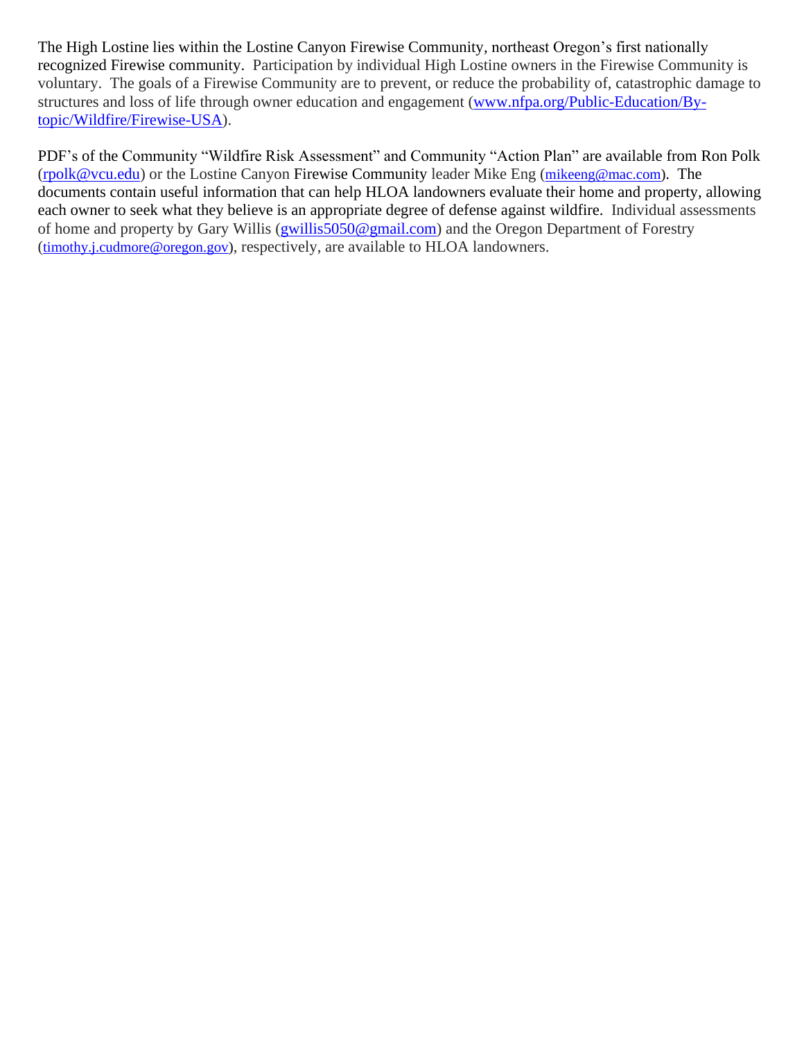The High Lostine lies within the Lostine Canyon Firewise Community, northeast Oregon's first nationally recognized Firewise community. Participation by individual High Lostine owners in the Firewise Community is voluntary. The goals of a Firewise Community are to prevent, or reduce the probability of, catastrophic damage to structures and loss of life through owner education and engagement (www.nfpa.org/Public-Education/By-topic/Wildfire/Firewise-USA).

PDF's of the Community "Wildfire Risk Assessment" and Community "Action Plan" are available from Ron Polk (rpolk@vcu.edu) or the Lostine Canyon Firewise Community leader Mike Eng (mikeeng@mac.com). The documents contain useful information that can help HLOA landowners evaluate their home and property, allowing each owner to seek what they believe is an appropriate degree of defense against wildfire. Individual assessments of home and property by Gary Willis (gwillis5050@gmail.com) and the Oregon Department of Forestry (timothy.j.cudmore@oregon.gov), respectively, are available to HLOA landowners.